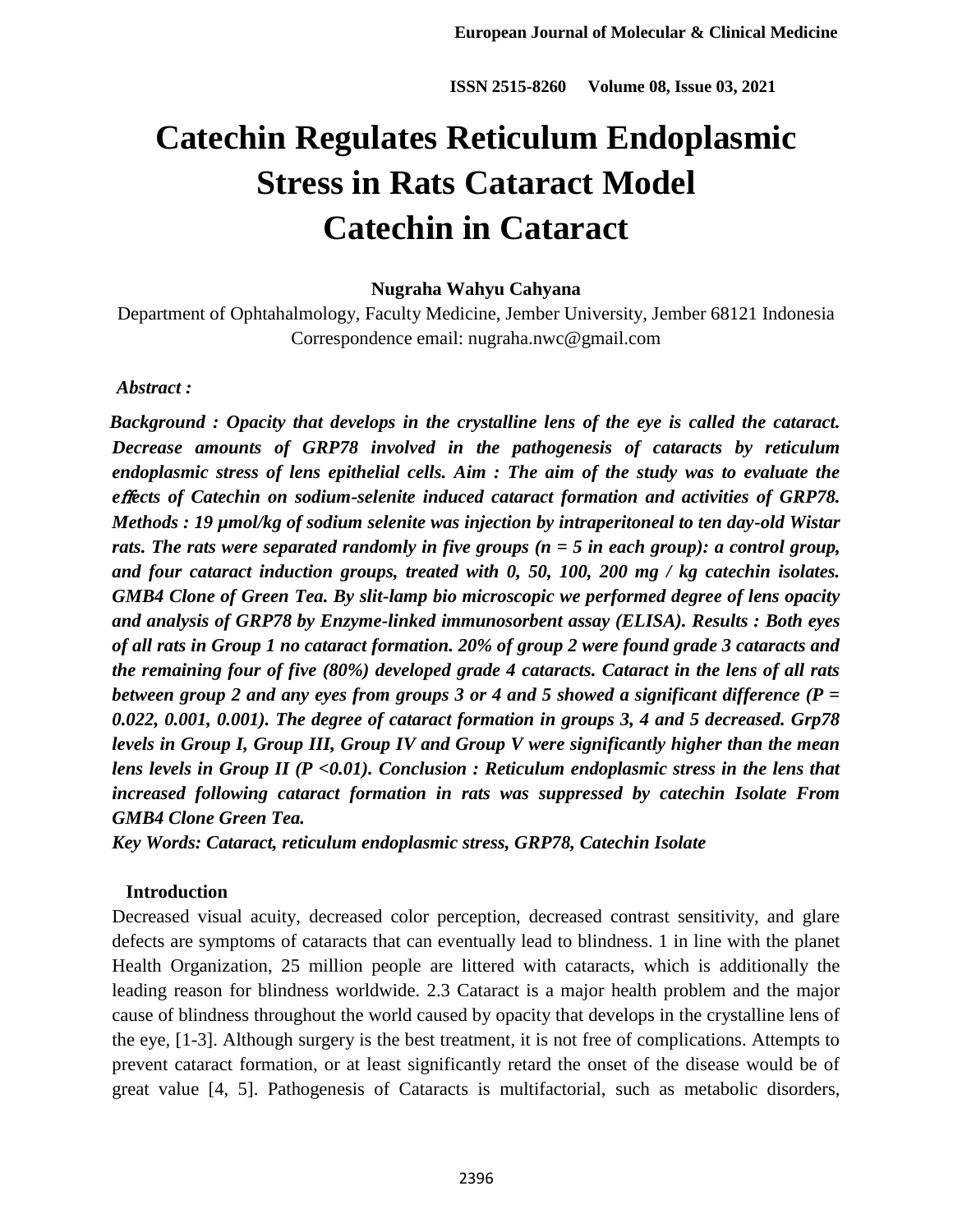# Catechin Regulates Reticulum Endoplasmic Stress in Rats Cataract Model Catechin in Cataract

**Nugraha Wahyu Cahyana**

Department of Ophtahalmology, Faculty Medicine, Jember University, Jember 68121 Indonesia
Correspondence email: nugraha.nwc@gmail.com

***Abstract :***

***Background : Opacity that develops in the crystalline lens of the eye is called the cataract. Decrease amounts of GRP78 involved in the pathogenesis of cataracts by reticulum endoplasmic stress of lens epithelial cells. Aim : The aim of the study was to evaluate the effects of Catechin on sodium-selenite induced cataract formation and activities of GRP78. Methods : 19 µmol/kg of sodium selenite was injection by intraperitoneal to ten day-old Wistar rats. The rats were separated randomly in five groups (n = 5 in each group): a control group, and four cataract induction groups, treated with 0, 50, 100, 200 mg / kg catechin isolates. GMB4 Clone of Green Tea. By slit-lamp bio microscopic we performed degree of lens opacity and analysis of GRP78 by Enzyme-linked immunosorbent assay (ELISA). Results : Both eyes of all rats in Group 1 no cataract formation. 20% of group 2 were found grade 3 cataracts and the remaining four of five (80%) developed grade 4 cataracts. Cataract in the lens of all rats between group 2 and any eyes from groups 3 or 4 and 5 showed a significant difference (P = 0.022, 0.001, 0.001). The degree of cataract formation in groups 3, 4 and 5 decreased. Grp78 levels in Group I, Group III, Group IV and Group V were significantly higher than the mean lens levels in Group II (P <0.01). Conclusion : Reticulum endoplasmic stress in the lens that increased following cataract formation in rats was suppressed by catechin Isolate From GMB4 Clone Green Tea.***

***Key Words: Cataract, reticulum endoplasmic stress, GRP78, Catechin Isolate***

## Introduction

Decreased visual acuity, decreased color perception, decreased contrast sensitivity, and glare defects are symptoms of cataracts that can eventually lead to blindness. 1 in line with the planet Health Organization, 25 million people are littered with cataracts, which is additionally the leading reason for blindness worldwide. 2.3 Cataract is a major health problem and the major cause of blindness throughout the world caused by opacity that develops in the crystalline lens of the eye, [1-3]. Although surgery is the best treatment, it is not free of complications. Attempts to prevent cataract formation, or at least significantly retard the onset of the disease would be of great value [4, 5]. Pathogenesis of Cataracts is multifactorial, such as metabolic disorders,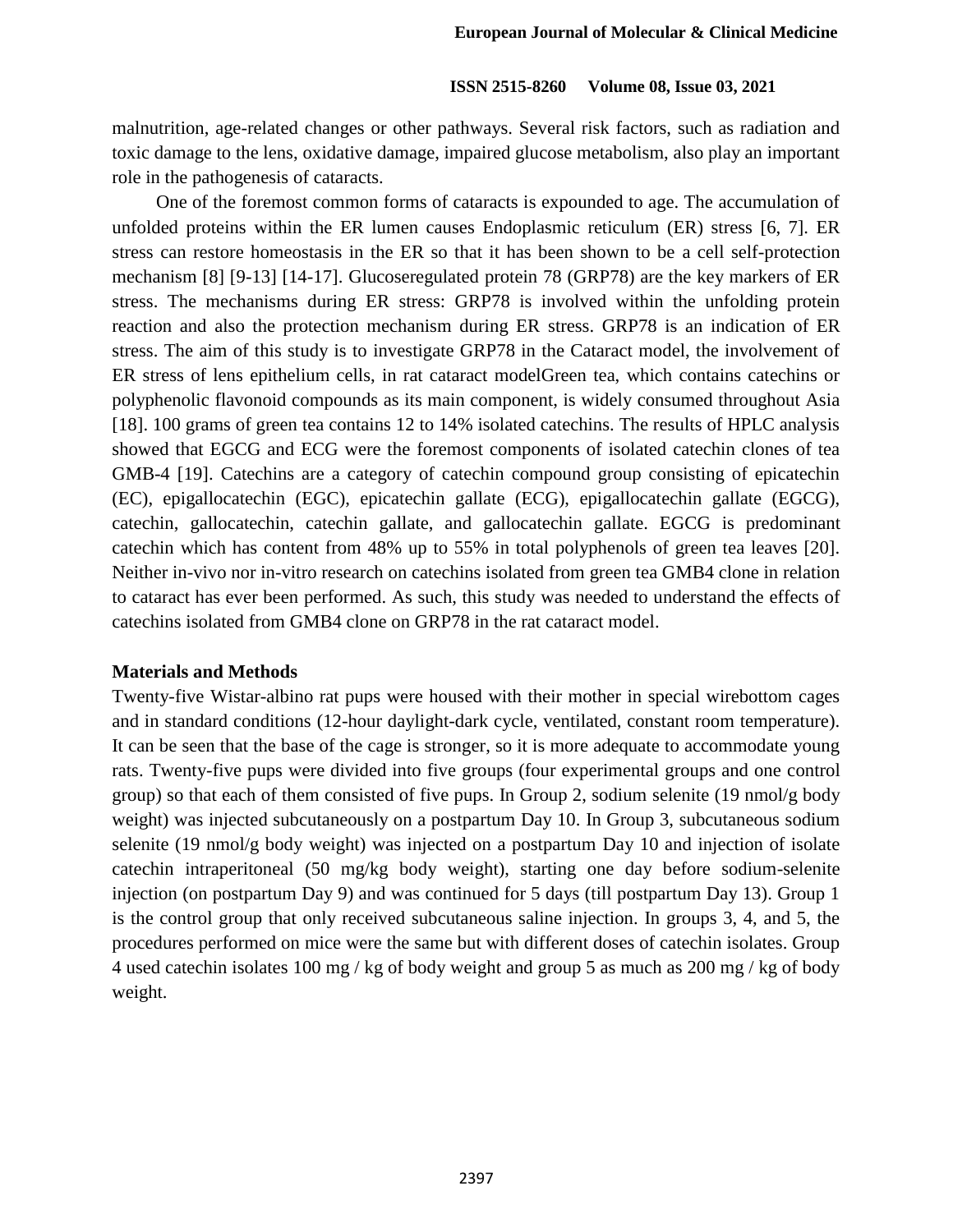malnutrition, age-related changes or other pathways. Several risk factors, such as radiation and toxic damage to the lens, oxidative damage, impaired glucose metabolism, also play an important role in the pathogenesis of cataracts.

One of the foremost common forms of cataracts is expounded to age. The accumulation of unfolded proteins within the ER lumen causes Endoplasmic reticulum (ER) stress [6, 7]. ER stress can restore homeostasis in the ER so that it has been shown to be a cell self-protection mechanism [8] [9-13] [14-17]. Glucoseregulated protein 78 (GRP78) are the key markers of ER stress. The mechanisms during ER stress: GRP78 is involved within the unfolding protein reaction and also the protection mechanism during ER stress. GRP78 is an indication of ER stress. The aim of this study is to investigate GRP78 in the Cataract model, the involvement of ER stress of lens epithelium cells, in rat cataract modelGreen tea, which contains catechins or polyphenolic flavonoid compounds as its main component, is widely consumed throughout Asia [18]. 100 grams of green tea contains 12 to 14% isolated catechins. The results of HPLC analysis showed that EGCG and ECG were the foremost components of isolated catechin clones of tea GMB-4 [19]. Catechins are a category of catechin compound group consisting of epicatechin (EC), epigallocatechin (EGC), epicatechin gallate (ECG), epigallocatechin gallate (EGCG), catechin, gallocatechin, catechin gallate, and gallocatechin gallate. EGCG is predominant catechin which has content from 48% up to 55% in total polyphenols of green tea leaves [20]. Neither in-vivo nor in-vitro research on catechins isolated from green tea GMB4 clone in relation to cataract has ever been performed. As such, this study was needed to understand the effects of catechins isolated from GMB4 clone on GRP78 in the rat cataract model.

## Materials and Methods

Twenty-five Wistar-albino rat pups were housed with their mother in special wirebottom cages and in standard conditions (12-hour daylight-dark cycle, ventilated, constant room temperature). It can be seen that the base of the cage is stronger, so it is more adequate to accommodate young rats. Twenty-five pups were divided into five groups (four experimental groups and one control group) so that each of them consisted of five pups. In Group 2, sodium selenite (19 nmol/g body weight) was injected subcutaneously on a postpartum Day 10. In Group 3, subcutaneous sodium selenite (19 nmol/g body weight) was injected on a postpartum Day 10 and injection of isolate catechin intraperitoneal (50 mg/kg body weight), starting one day before sodium-selenite injection (on postpartum Day 9) and was continued for 5 days (till postpartum Day 13). Group 1 is the control group that only received subcutaneous saline injection. In groups 3, 4, and 5, the procedures performed on mice were the same but with different doses of catechin isolates. Group 4 used catechin isolates 100 mg / kg of body weight and group 5 as much as 200 mg / kg of body weight.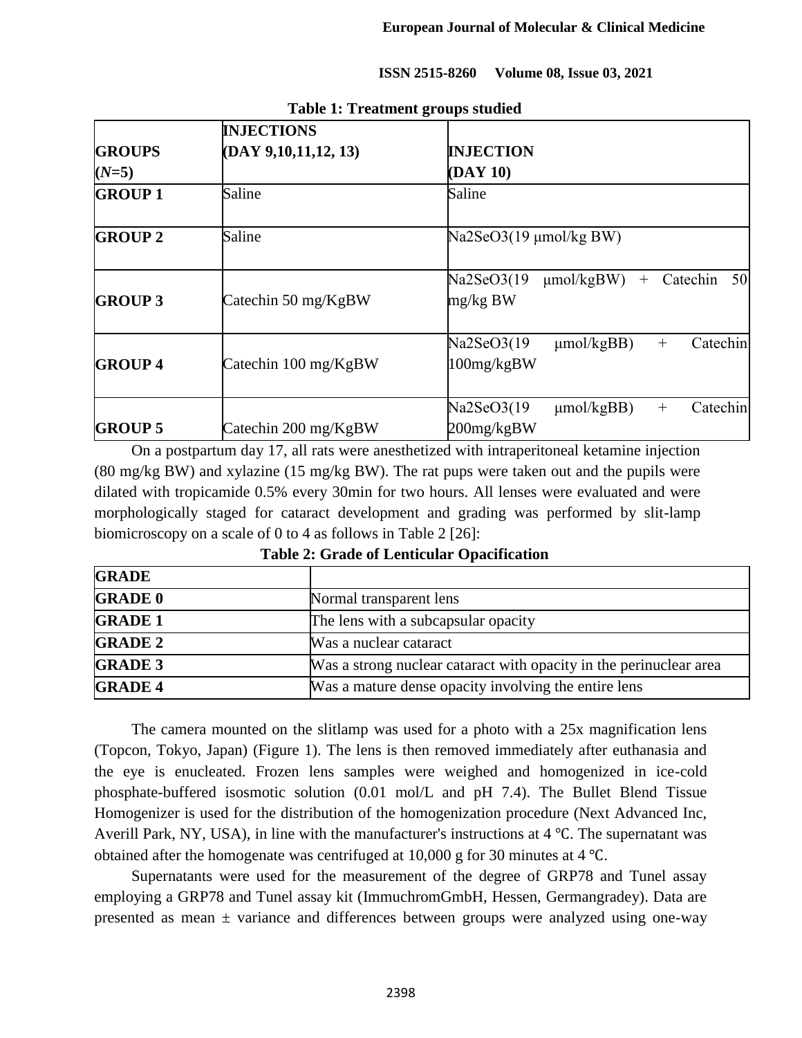**Table 1: Treatment groups studied**

| GROUPS (*N*=5) | INJECTIONS (DAY 9,10,11,12, 13) | INJECTION (DAY 10) |
|---|---|---|
| **GROUP 1** | Saline | Saline |
| **GROUP 2** | Saline | $Na2SeO3$(19 μmol/kg BW) |
| **GROUP 3** | Catechin 50 mg/KgBW | $Na2SeO3$(19 μmol/kgBW) + Catechin 50 mg/kg BW |
| **GROUP 4** | Catechin 100 mg/KgBW | $Na2SeO3$(19 μmol/kgBB) + Catechin 100mg/kgBW |
| **GROUP 5** | Catechin 200 mg/KgBW | $Na2SeO3$(19 μmol/kgBB) + Catechin 200mg/kgBW |

On a postpartum day 17, all rats were anesthetized with intraperitoneal ketamine injection (80 mg/kg BW) and xylazine (15 mg/kg BW). The rat pups were taken out and the pupils were dilated with tropicamide 0.5% every 30min for two hours. All lenses were evaluated and were morphologically staged for cataract development and grading was performed by slit-lamp biomicroscopy on a scale of 0 to 4 as follows in Table 2 [26]:

**Table 2: Grade of Lenticular Opacification**

| GRADE | |
|---|---|
| **GRADE 0** | Normal transparent lens |
| **GRADE 1** | The lens with a subcapsular opacity |
| **GRADE 2** | Was a nuclear cataract |
| **GRADE 3** | Was a strong nuclear cataract with opacity in the perinuclear area |
| **GRADE 4** | Was a mature dense opacity involving the entire lens |

The camera mounted on the slitlamp was used for a photo with a 25x magnification lens (Topcon, Tokyo, Japan) (Figure 1). The lens is then removed immediately after euthanasia and the eye is enucleated. Frozen lens samples were weighed and homogenized in ice-cold phosphate-buffered isosmotic solution (0.01 mol/L and pH 7.4). The Bullet Blend Tissue Homogenizer is used for the distribution of the homogenization procedure (Next Advanced Inc, Averill Park, NY, USA), in line with the manufacturer's instructions at 4 ℃. The supernatant was obtained after the homogenate was centrifuged at 10,000 g for 30 minutes at 4 ℃.

Supernatants were used for the measurement of the degree of GRP78 and Tunel assay employing a GRP78 and Tunel assay kit (ImmuchromGmbH, Hessen, Germangradey). Data are presented as mean ± variance and differences between groups were analyzed using one-way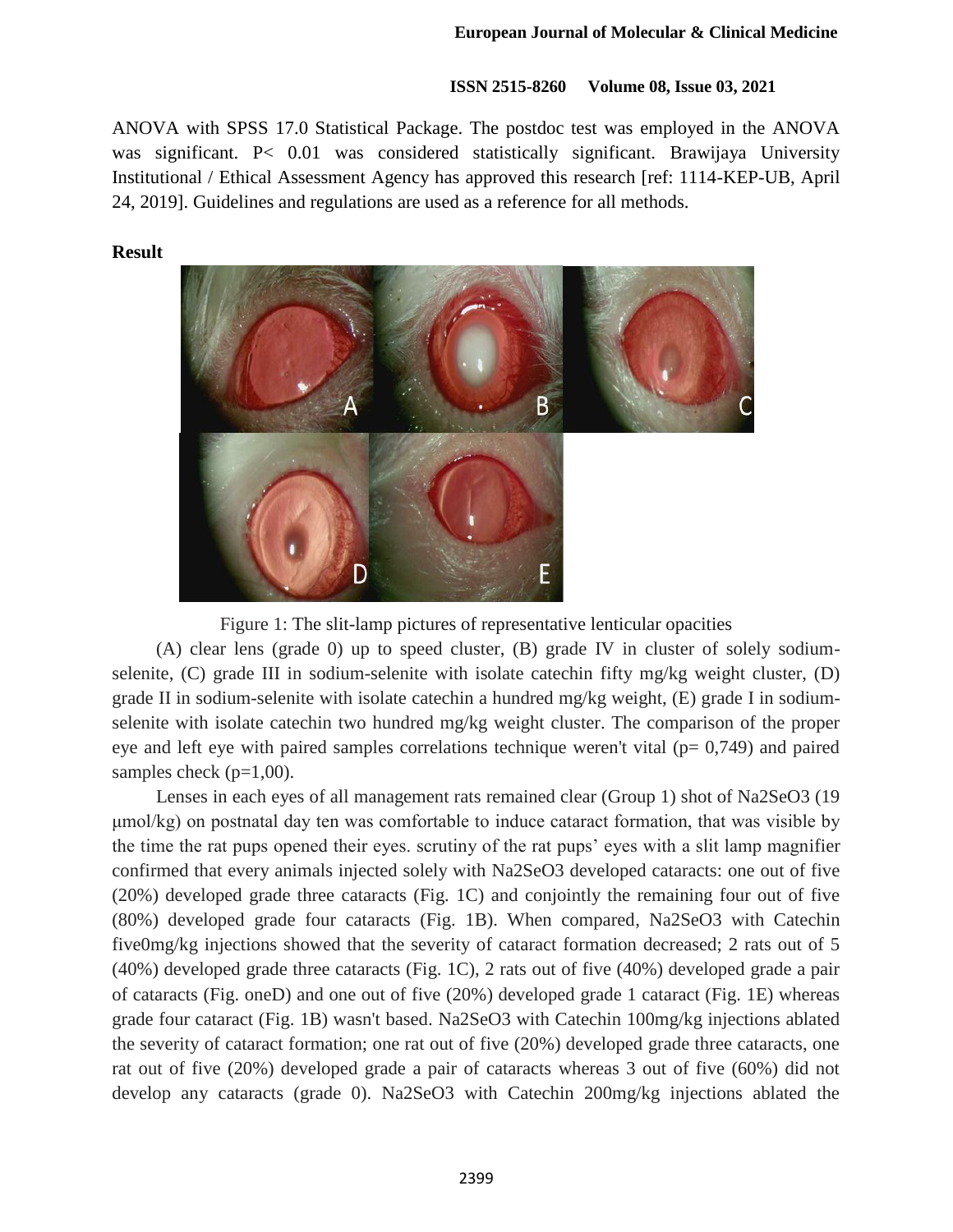ANOVA with SPSS 17.0 Statistical Package. The postdoc test was employed in the ANOVA was significant. $P < 0.01$ was considered statistically significant. Brawijaya University Institutional / Ethical Assessment Agency has approved this research [ref: 1114-KEP-UB, April 24, 2019]. Guidelines and regulations are used as a reference for all methods.

## Result

Figure 1: The slit-lamp pictures of representative lenticular opacities

(A) clear lens (grade 0) up to speed cluster, (B) grade IV in cluster of solely sodium-selenite, (C) grade III in sodium-selenite with isolate catechin fifty mg/kg weight cluster, (D) grade II in sodium-selenite with isolate catechin a hundred mg/kg weight, (E) grade I in sodium-selenite with isolate catechin two hundred mg/kg weight cluster. The comparison of the proper eye and left eye with paired samples correlations technique weren't vital (p= 0,749) and paired samples check (p=1,00).

Lenses in each eyes of all management rats remained clear (Group 1) shot of $Na_2SeO_3$ (19 μmol/kg) on postnatal day ten was comfortable to induce cataract formation, that was visible by the time the rat pups opened their eyes. scrutiny of the rat pups' eyes with a slit lamp magnifier confirmed that every animals injected solely with $Na_2SeO_3$ developed cataracts: one out of five (20%) developed grade three cataracts (Fig. 1C) and conjointly the remaining four out of five (80%) developed grade four cataracts (Fig. 1B). When compared, $Na_2SeO_3$ with Catechin five0mg/kg injections showed that the severity of cataract formation decreased; 2 rats out of 5 (40%) developed grade three cataracts (Fig. 1C), 2 rats out of five (40%) developed grade a pair of cataracts (Fig. oneD) and one out of five (20%) developed grade 1 cataract (Fig. 1E) whereas grade four cataract (Fig. 1B) wasn't based. $Na_2SeO_3$ with Catechin 100mg/kg injections ablated the severity of cataract formation; one rat out of five (20%) developed grade three cataracts, one rat out of five (20%) developed grade a pair of cataracts whereas 3 out of five (60%) did not develop any cataracts (grade 0). $Na_2SeO_3$ with Catechin 200mg/kg injections ablated the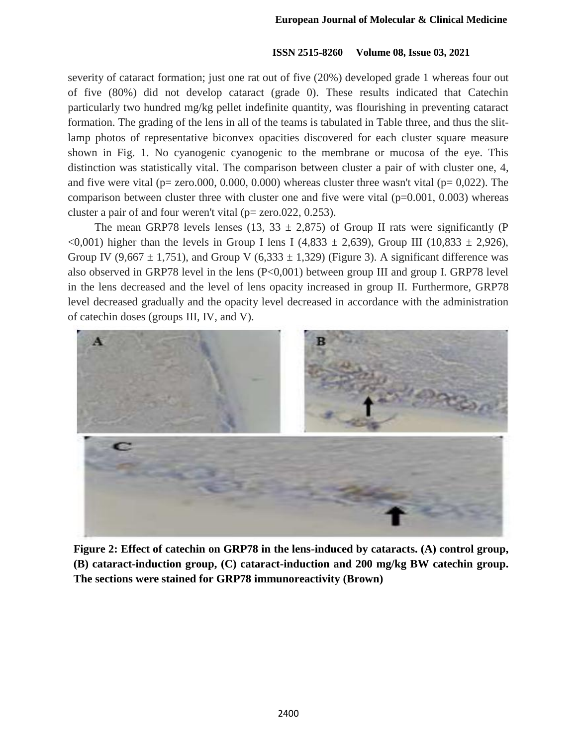severity of cataract formation; just one rat out of five (20%) developed grade 1 whereas four out of five (80%) did not develop cataract (grade 0). These results indicated that Catechin particularly two hundred mg/kg pellet indefinite quantity, was flourishing in preventing cataract formation. The grading of the lens in all of the teams is tabulated in Table three, and thus the slit-lamp photos of representative biconvex opacities discovered for each cluster square measure shown in Fig. 1. No cyanogenic cyanogenic to the membrane or mucosa of the eye. This distinction was statistically vital. The comparison between cluster a pair of with cluster one, 4, and five were vital (p= zero.000, 0.000, 0.000) whereas cluster three wasn't vital (p= 0,022). The comparison between cluster three with cluster one and five were vital (p=0.001, 0.003) whereas cluster a pair of and four weren't vital (p= zero.022, 0.253).

The mean GRP78 levels lenses (13, 33 ± 2,875) of Group II rats were significantly (P <0,001) higher than the levels in Group I lens I (4,833 ± 2,639), Group III (10,833 ± 2,926), Group IV (9,667 ± 1,751), and Group V (6,333 ± 1,329) (Figure 3). A significant difference was also observed in GRP78 level in the lens (P<0,001) between group III and group I. GRP78 level in the lens decreased and the level of lens opacity increased in group II. Furthermore, GRP78 level decreased gradually and the opacity level decreased in accordance with the administration of catechin doses (groups III, IV, and V).

**Figure 2: Effect of catechin on GRP78 in the lens-induced by cataracts. (A) control group, (B) cataract-induction group, (C) cataract-induction and 200 mg/kg BW catechin group. The sections were stained for GRP78 immunoreactivity (Brown)**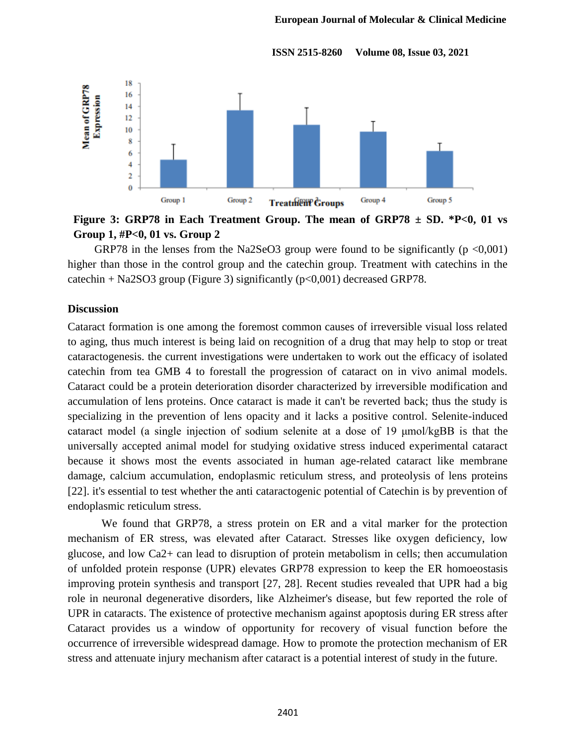Mean of GRP78 Expression

18
16
14
12
10
8
6
4
2
0

Group 1
Group 2
Group 3
Group 4
Group 5

Treatment Groups

**Figure 3: GRP78 in Each Treatment Group. The mean of GRP78 ± SD. *P<0, 01 vs Group 1, #P<0, 01 vs. Group 2**

GRP78 in the lenses from the $Na_2SeO_3$ group were found to be significantly (p <0,001) higher than those in the control group and the catechin group. Treatment with catechins in the catechin + $Na_2SO_3$ group (Figure 3) significantly (p<0,001) decreased GRP78.

## Discussion

Cataract formation is one among the foremost common causes of irreversible visual loss related to aging, thus much interest is being laid on recognition of a drug that may help to stop or treat cataractogenesis. the current investigations were undertaken to work out the efficacy of isolated catechin from tea GMB 4 to forestall the progression of cataract on in vivo animal models. Cataract could be a protein deterioration disorder characterized by irreversible modification and accumulation of lens proteins. Once cataract is made it can't be reverted back; thus the study is specializing in the prevention of lens opacity and it lacks a positive control. Selenite-induced cataract model (a single injection of sodium selenite at a dose of 19 μmol/kgBB is that the universally accepted animal model for studying oxidative stress induced experimental cataract because it shows most the events associated in human age-related cataract like membrane damage, calcium accumulation, endoplasmic reticulum stress, and proteolysis of lens proteins [22]. it's essential to test whether the anti cataractogenic potential of Catechin is by prevention of endoplasmic reticulum stress.

We found that GRP78, a stress protein on ER and a vital marker for the protection mechanism of ER stress, was elevated after Cataract. Stresses like oxygen deficiency, low glucose, and low $Ca^{2+}$ can lead to disruption of protein metabolism in cells; then accumulation of unfolded protein response (UPR) elevates GRP78 expression to keep the ER homoeostasis improving protein synthesis and transport [27, 28]. Recent studies revealed that UPR had a big role in neuronal degenerative disorders, like Alzheimer's disease, but few reported the role of UPR in cataracts. The existence of protective mechanism against apoptosis during ER stress after Cataract provides us a window of opportunity for recovery of visual function before the occurrence of irreversible widespread damage. How to promote the protection mechanism of ER stress and attenuate injury mechanism after cataract is a potential interest of study in the future.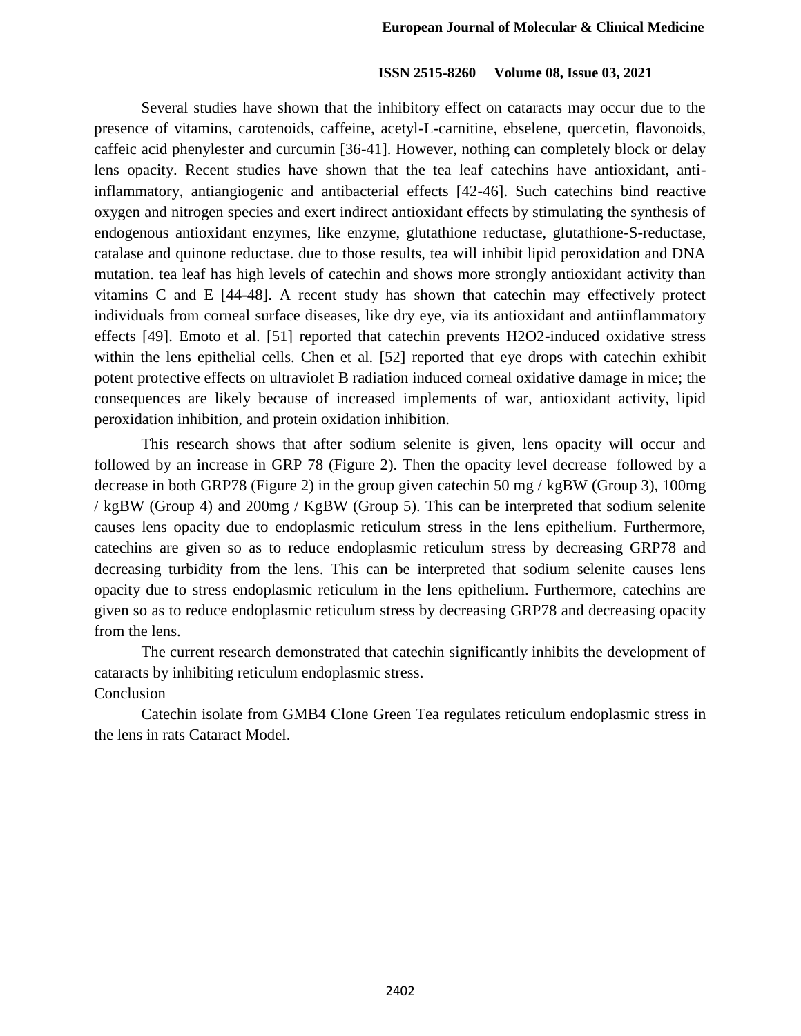Several studies have shown that the inhibitory effect on cataracts may occur due to the presence of vitamins, carotenoids, caffeine, acetyl-L-carnitine, ebselene, quercetin, flavonoids, caffeic acid phenylester and curcumin [36-41]. However, nothing can completely block or delay lens opacity. Recent studies have shown that the tea leaf catechins have antioxidant, anti-inflammatory, antiangiogenic and antibacterial effects [42-46]. Such catechins bind reactive oxygen and nitrogen species and exert indirect antioxidant effects by stimulating the synthesis of endogenous antioxidant enzymes, like enzyme, glutathione reductase, glutathione-S-reductase, catalase and quinone reductase. due to those results, tea will inhibit lipid peroxidation and DNA mutation. tea leaf has high levels of catechin and shows more strongly antioxidant activity than vitamins C and E [44-48]. A recent study has shown that catechin may effectively protect individuals from corneal surface diseases, like dry eye, via its antioxidant and antiinflammatory effects [49]. Emoto et al. [51] reported that catechin prevents $H_2O_2$-induced oxidative stress within the lens epithelial cells. Chen et al. [52] reported that eye drops with catechin exhibit potent protective effects on ultraviolet B radiation induced corneal oxidative damage in mice; the consequences are likely because of increased implements of war, antioxidant activity, lipid peroxidation inhibition, and protein oxidation inhibition.

This research shows that after sodium selenite is given, lens opacity will occur and followed by an increase in GRP 78 (Figure 2). Then the opacity level decrease followed by a decrease in both GRP78 (Figure 2) in the group given catechin 50 mg / kgBW (Group 3), 100mg / kgBW (Group 4) and 200mg / KgBW (Group 5). This can be interpreted that sodium selenite causes lens opacity due to endoplasmic reticulum stress in the lens epithelium. Furthermore, catechins are given so as to reduce endoplasmic reticulum stress by decreasing GRP78 and decreasing turbidity from the lens. This can be interpreted that sodium selenite causes lens opacity due to stress endoplasmic reticulum in the lens epithelium. Furthermore, catechins are given so as to reduce endoplasmic reticulum stress by decreasing GRP78 and decreasing opacity from the lens.

The current research demonstrated that catechin significantly inhibits the development of cataracts by inhibiting reticulum endoplasmic stress.

## Conclusion

Catechin isolate from GMB4 Clone Green Tea regulates reticulum endoplasmic stress in the lens in rats Cataract Model.